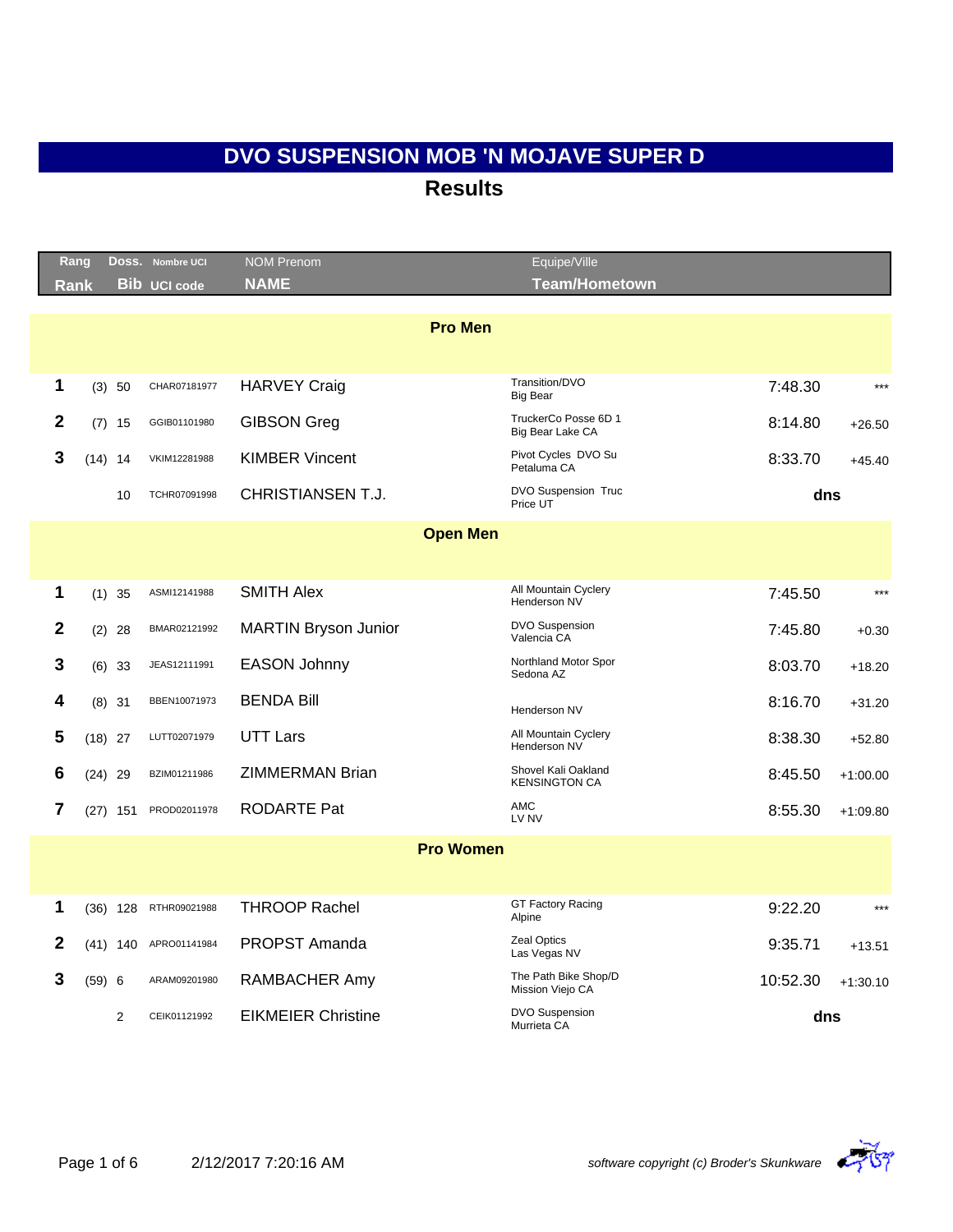# DVO SUSPENSION MOB 'N MOJAVE SUPER D

## Results

| Rang / Rank | | Doss. / Bib | Nombre UCI / UCI code | NOM Prenom / NAME | Equipe/Ville / Team/Hometown | Time | Gap |
|---|---|---|---|---|---|---|---|
| **Pro Men** | | | | | | | |
| 1 | (3) | 50 | CHAR07181977 | HARVEY Craig | Transition/DVO<br>Big Bear | 7:48.30 | *** |
| 2 | (7) | 15 | GGIB01101980 | GIBSON Greg | TruckerCo Posse 6D 1<br>Big Bear Lake CA | 8:14.80 | +26.50 |
| 3 | (14) | 14 | VKIM12281988 | KIMBER Vincent | Pivot Cycles DVO Su<br>Petaluma CA | 8:33.70 | +45.40 |
| | | 10 | TCHR07091998 | CHRISTIANSEN T.J. | DVO Suspension Truc<br>Price UT | dns | |
| **Open Men** | | | | | | | |
| 1 | (1) | 35 | ASMI12141988 | SMITH Alex | All Mountain Cyclery<br>Henderson NV | 7:45.50 | *** |
| 2 | (2) | 28 | BMAR02121992 | MARTIN Bryson Junior | DVO Suspension<br>Valencia CA | 7:45.80 | +0.30 |
| 3 | (6) | 33 | JEAS12111991 | EASON Johnny | Northland Motor Spor<br>Sedona AZ | 8:03.70 | +18.20 |
| 4 | (8) | 31 | BBEN10071973 | BENDA Bill | Henderson NV | 8:16.70 | +31.20 |
| 5 | (18) | 27 | LUTT02071979 | UTT Lars | All Mountain Cyclery<br>Henderson NV | 8:38.30 | +52.80 |
| 6 | (24) | 29 | BZIM01211986 | ZIMMERMAN Brian | Shovel Kali Oakland<br>KENSINGTON CA | 8:45.50 | +1:00.00 |
| 7 | (27) | 151 | PROD02011978 | RODARTE Pat | AMC<br>LV NV | 8:55.30 | +1:09.80 |
| **Pro Women** | | | | | | | |
| 1 | (36) | 128 | RTHR09021988 | THROOP Rachel | GT Factory Racing<br>Alpine | 9:22.20 | *** |
| 2 | (41) | 140 | APRO01141984 | PROPST Amanda | Zeal Optics<br>Las Vegas NV | 9:35.71 | +13.51 |
| 3 | (59) | 6 | ARAM09201980 | RAMBACHER Amy | The Path Bike Shop/D<br>Mission Viejo CA | 10:52.30 | +1:30.10 |
| | | 2 | CEIK01121992 | EIKMEIER Christine | DVO Suspension<br>Murrieta CA | dns | |

2/12/2017 7:20:16 AM

*software copyright (c) Broder's Skunkware*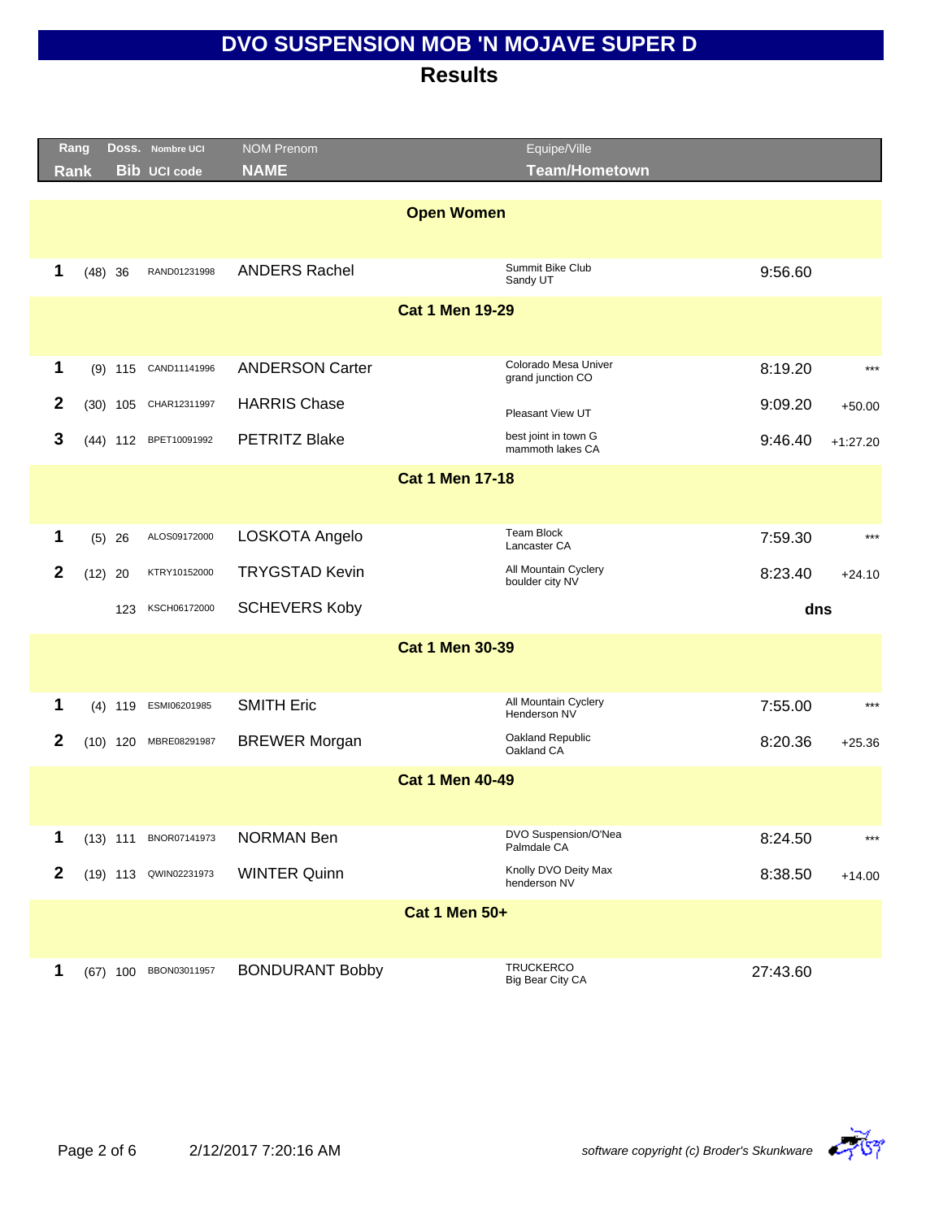# DVO SUSPENSION MOB 'N MOJAVE SUPER D

## Results

| Rang / Rank | | Doss. / Bib | Nombre UCI / UCI code | NOM Prenom / NAME | Equipe/Ville / Team/Hometown | Time | Gap |
|---|---|---|---|---|---|---|---|
| **Open Women** | | | | | | | |
| 1 | (48) | 36 | RAND01231998 | ANDERS Rachel | Summit Bike Club<br>Sandy UT | 9:56.60 | |
| **Cat 1 Men 19-29** | | | | | | | |
| 1 | (9) | 115 | CAND11141996 | ANDERSON Carter | Colorado Mesa Univer<br>grand junction CO | 8:19.20 | *** |
| 2 | (30) | 105 | CHAR12311997 | HARRIS Chase | Pleasant View UT | 9:09.20 | +50.00 |
| 3 | (44) | 112 | BPET10091992 | PETRITZ Blake | best joint in town G<br>mammoth lakes CA | 9:46.40 | +1:27.20 |
| **Cat 1 Men 17-18** | | | | | | | |
| 1 | (5) | 26 | ALOS09172000 | LOSKOTA Angelo | Team Block<br>Lancaster CA | 7:59.30 | *** |
| 2 | (12) | 20 | KTRY10152000 | TRYGSTAD Kevin | All Mountain Cyclery<br>boulder city NV | 8:23.40 | +24.10 |
| | | 123 | KSCH06172000 | SCHEVERS Koby | | dns | |
| **Cat 1 Men 30-39** | | | | | | | |
| 1 | (4) | 119 | ESMI06201985 | SMITH Eric | All Mountain Cyclery<br>Henderson NV | 7:55.00 | *** |
| 2 | (10) | 120 | MBRE08291987 | BREWER Morgan | Oakland Republic<br>Oakland CA | 8:20.36 | +25.36 |
| **Cat 1 Men 40-49** | | | | | | | |
| 1 | (13) | 111 | BNOR07141973 | NORMAN Ben | DVO Suspension/O'Nea<br>Palmdale CA | 8:24.50 | *** |
| 2 | (19) | 113 | QWIN02231973 | WINTER Quinn | Knolly DVO Deity Max<br>henderson NV | 8:38.50 | +14.00 |
| **Cat 1 Men 50+** | | | | | | | |
| 1 | (67) | 100 | BBON03011957 | BONDURANT Bobby | TRUCKERCO<br>Big Bear City CA | 27:43.60 | |

2/12/2017 7:20:16 AM

*software copyright (c) Broder's Skunkware*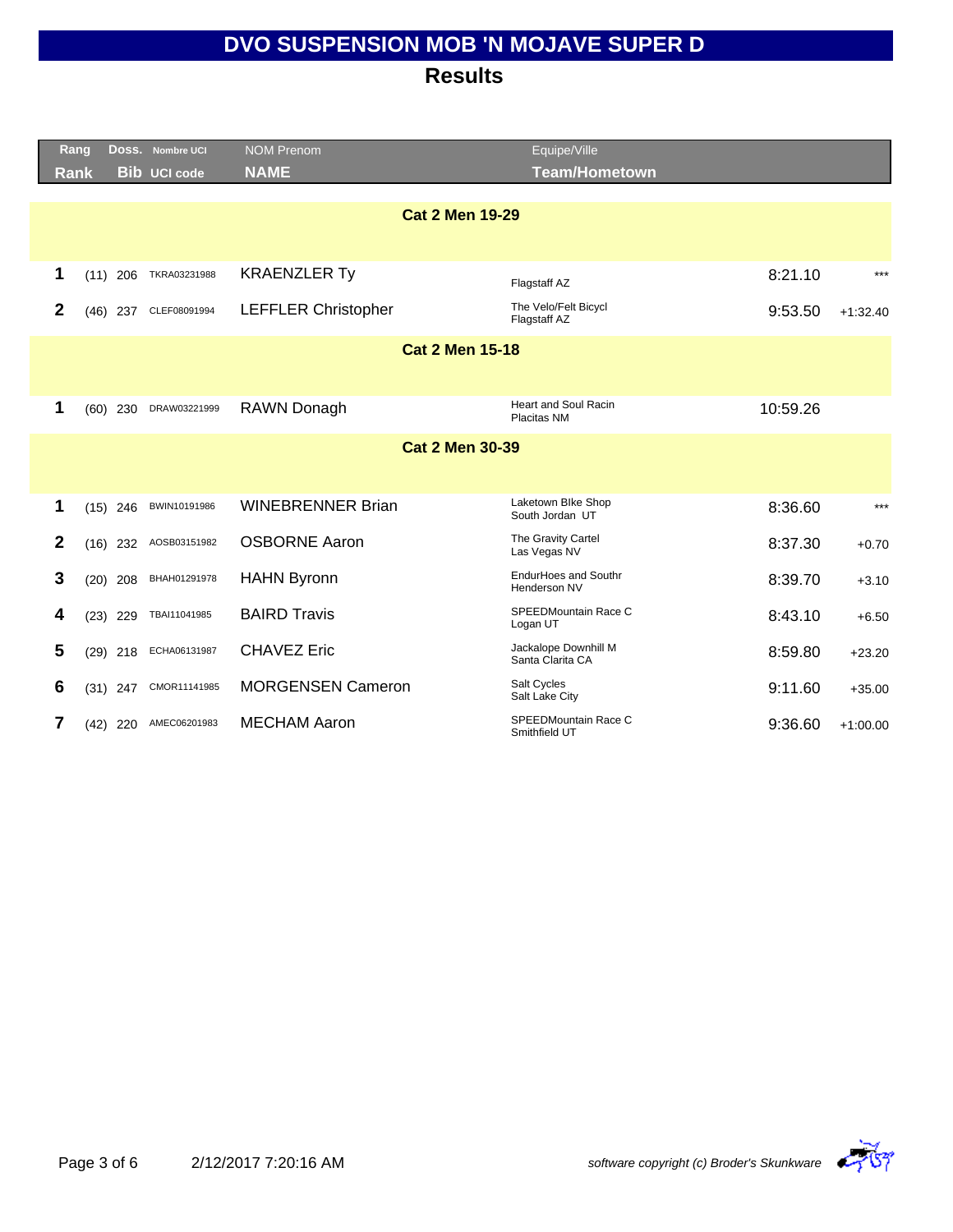# DVO SUSPENSION MOB 'N MOJAVE SUPER D

## Results

| Rang<br>Rank | | Doss.<br>Bib | Nombre UCI<br>UCI code | NOM Prenom<br>NAME | Equipe/Ville<br>Team/Hometown | | |
|---|---|---|---|---|---|---|---|
| **Cat 2 Men 19-29** | | | | | | | |
| 1 | (11) | 206 | TKRA03231988 | KRAENZLER Ty | Flagstaff AZ | 8:21.10 | *** |
| 2 | (46) | 237 | CLEF08091994 | LEFFLER Christopher | The Velo/Felt Bicycl<br>Flagstaff AZ | 9:53.50 | +1:32.40 |
| **Cat 2 Men 15-18** | | | | | | | |
| 1 | (60) | 230 | DRAW03221999 | RAWN Donagh | Heart and Soul Racin<br>Placitas NM | 10:59.26 | |
| **Cat 2 Men 30-39** | | | | | | | |
| 1 | (15) | 246 | BWIN10191986 | WINEBRENNER Brian | Laketown BIke Shop<br>South Jordan UT | 8:36.60 | *** |
| 2 | (16) | 232 | AOSB03151982 | OSBORNE Aaron | The Gravity Cartel<br>Las Vegas NV | 8:37.30 | +0.70 |
| 3 | (20) | 208 | BHAH01291978 | HAHN Byronn | EndurHoes and Southr<br>Henderson NV | 8:39.70 | +3.10 |
| 4 | (23) | 229 | TBAI11041985 | BAIRD Travis | SPEEDMountain Race C<br>Logan UT | 8:43.10 | +6.50 |
| 5 | (29) | 218 | ECHA06131987 | CHAVEZ Eric | Jackalope Downhill M<br>Santa Clarita CA | 8:59.80 | +23.20 |
| 6 | (31) | 247 | CMOR11141985 | MORGENSEN Cameron | Salt Cycles<br>Salt Lake City | 9:11.60 | +35.00 |
| 7 | (42) | 220 | AMEC06201983 | MECHAM Aaron | SPEEDMountain Race C<br>Smithfield UT | 9:36.60 | +1:00.00 |

2/12/2017 7:20:16 AM

*software copyright (c) Broder's Skunkware*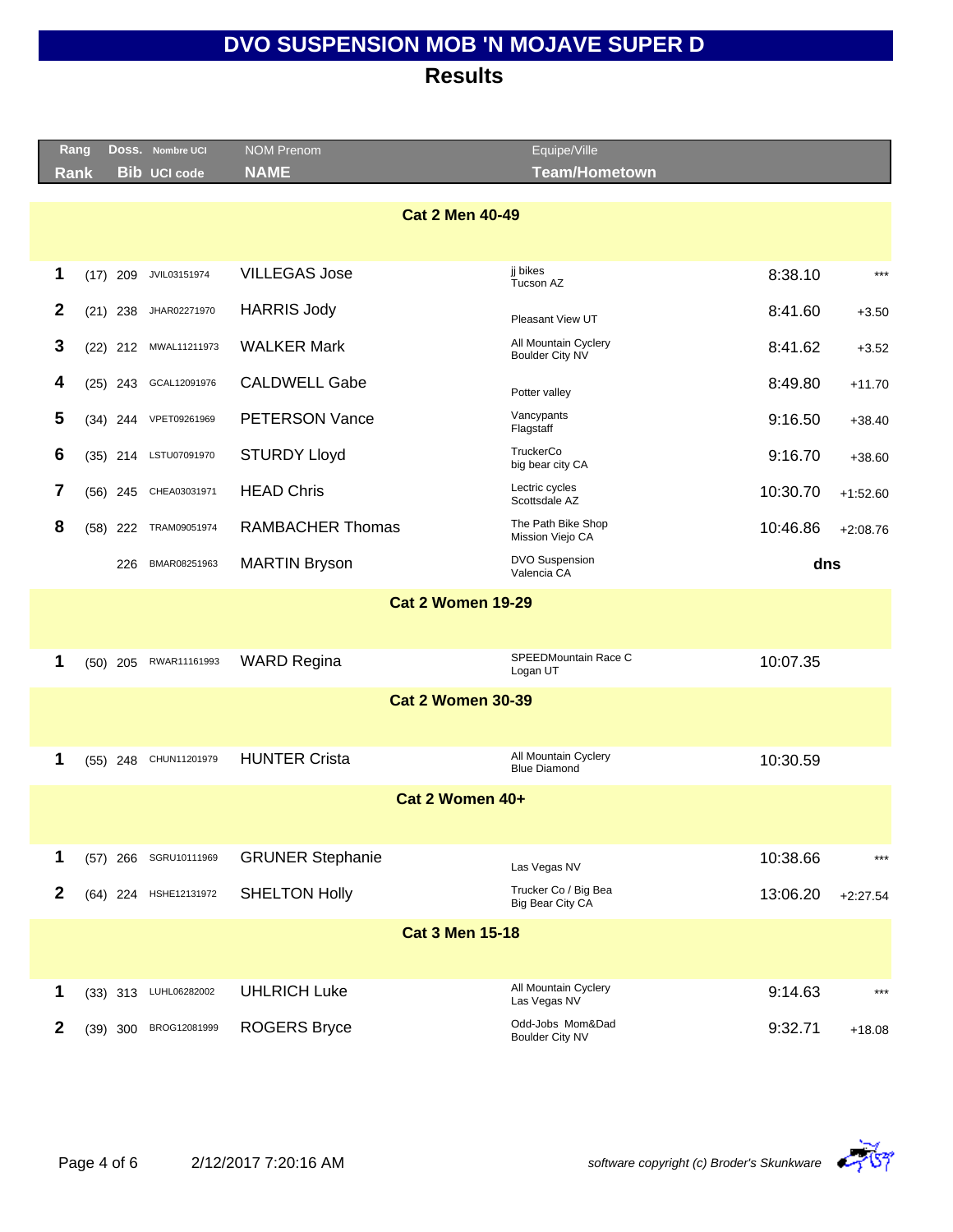# DVO SUSPENSION MOB 'N MOJAVE SUPER D

## Results

| Rang<br>Rank | | Doss.<br>Bib | Nombre UCI<br>UCI code | NOM Prenom<br>NAME | Equipe/Ville<br>Team/Hometown | | |
|---|---|---|---|---|---|---|---|
| **Cat 2 Men 40-49** | | | | | | | |
| 1 | (17) | 209 | JVIL03151974 | VILLEGAS Jose | jj bikes<br>Tucson AZ | 8:38.10 | *** |
| 2 | (21) | 238 | JHAR02271970 | HARRIS Jody | Pleasant View UT | 8:41.60 | +3.50 |
| 3 | (22) | 212 | MWAL11211973 | WALKER Mark | All Mountain Cyclery<br>Boulder City NV | 8:41.62 | +3.52 |
| 4 | (25) | 243 | GCAL12091976 | CALDWELL Gabe | Potter valley | 8:49.80 | +11.70 |
| 5 | (34) | 244 | VPET09261969 | PETERSON Vance | Vancypants<br>Flagstaff | 9:16.50 | +38.40 |
| 6 | (35) | 214 | LSTU07091970 | STURDY Lloyd | TruckerCo<br>big bear city CA | 9:16.70 | +38.60 |
| 7 | (56) | 245 | CHEA03031971 | HEAD Chris | Lectric cycles<br>Scottsdale AZ | 10:30.70 | +1:52.60 |
| 8 | (58) | 222 | TRAM09051974 | RAMBACHER Thomas | The Path Bike Shop<br>Mission Viejo CA | 10:46.86 | +2:08.76 |
| | | 226 | BMAR08251963 | MARTIN Bryson | DVO Suspension<br>Valencia CA | **dns** | |
| **Cat 2 Women 19-29** | | | | | | | |
| 1 | (50) | 205 | RWAR11161993 | WARD Regina | SPEEDMountain Race C<br>Logan UT | 10:07.35 | |
| **Cat 2 Women 30-39** | | | | | | | |
| 1 | (55) | 248 | CHUN11201979 | HUNTER Crista | All Mountain Cyclery<br>Blue Diamond | 10:30.59 | |
| **Cat 2 Women 40+** | | | | | | | |
| 1 | (57) | 266 | SGRU10111969 | GRUNER Stephanie | Las Vegas NV | 10:38.66 | *** |
| 2 | (64) | 224 | HSHE12131972 | SHELTON Holly | Trucker Co / Big Bea<br>Big Bear City CA | 13:06.20 | +2:27.54 |
| **Cat 3 Men 15-18** | | | | | | | |
| 1 | (33) | 313 | LUHL06282002 | UHLRICH Luke | All Mountain Cyclery<br>Las Vegas NV | 9:14.63 | *** |
| 2 | (39) | 300 | BROG12081999 | ROGERS Bryce | Odd-Jobs Mom&Dad<br>Boulder City NV | 9:32.71 | +18.08 |

2/12/2017 7:20:16 AM

*software copyright (c) Broder's Skunkware*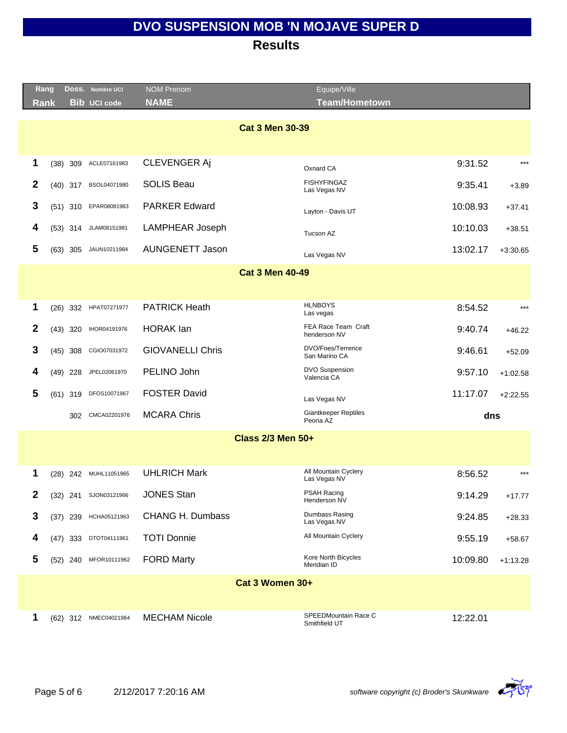# DVO SUSPENSION MOB 'N MOJAVE SUPER D

## Results

| Rang / Rank | | Doss. / Bib | Nombre UCI / UCI code | NOM Prenom / NAME | Equipe/Ville / Team/Hometown | | |
|---|---|---|---|---|---|---|---|
| **Cat 3 Men 30-39** | | | | | | | |
| **1** | (38) | 309 | ACLE07161983 | CLEVENGER Aj | Oxnard CA | 9:31.52 | *** |
| **2** | (40) | 317 | BSOL04071980 | SOLIS Beau | FISHYFINGAZ Las Vegas NV | 9:35.41 | +3.89 |
| **3** | (51) | 310 | EPAR08081983 | PARKER Edward | Layton - Davis UT | 10:08.93 | +37.41 |
| **4** | (53) | 314 | JLAM08151981 | LAMPHEAR Joseph | Tucson AZ | 10:10.03 | +38.51 |
| **5** | (63) | 305 | JAUN10211984 | AUNGENETT Jason | Las Vegas NV | 13:02.17 | +3:30.65 |
| **Cat 3 Men 40-49** | | | | | | | |
| **1** | (26) | 332 | HPAT07271977 | PATRICK Heath | HLNBOYS Las vegas | 8:54.52 | *** |
| **2** | (43) | 320 | IHOR04191976 | HORAK Ian | FEA Race Team Craft henderson NV | 9:40.74 | +46.22 |
| **3** | (45) | 308 | CGIO07031972 | GIOVANELLI Chris | DVO/Foes/Terrence San Marino CA | 9:46.61 | +52.09 |
| **4** | (49) | 228 | JPEL02061970 | PELINO John | DVO Suspension Valencia CA | 9:57.10 | +1:02.58 |
| **5** | (61) | 319 | DFOS10071967 | FOSTER David | Las Vegas NV | 11:17.07 | +2:22.55 |
| | | 302 | CMCA02201976 | MCARA Chris | Giantkeeper Reptiles Peoria AZ | **dns** | |
| **Class 2/3 Men 50+** | | | | | | | |
| **1** | (28) | 242 | MUHL11051965 | UHLRICH Mark | All Mountain Cyclery Las Vegas NV | 8:56.52 | *** |
| **2** | (32) | 241 | SJON03121966 | JONES Stan | PSAH Racing Henderson NV | 9:14.29 | +17.77 |
| **3** | (37) | 239 | HCHA05121963 | CHANG H. Dumbass | Dumbass Rasing Las Vegas NV | 9:24.85 | +28.33 |
| **4** | (47) | 333 | DTOT04111961 | TOTI Donnie | All Mountain Cyclery | 9:55.19 | +58.67 |
| **5** | (52) | 240 | MFOR10111962 | FORD Marty | Kore North Bicycles Meridian ID | 10:09.80 | +1:13.28 |
| **Cat 3 Women 30+** | | | | | | | |
| **1** | (62) | 312 | NMEC04021984 | MECHAM Nicole | SPEEDMountain Race C Smithfield UT | 12:22.01 | |

2/12/2017 7:20:16 AM

*software copyright (c) Broder's Skunkware*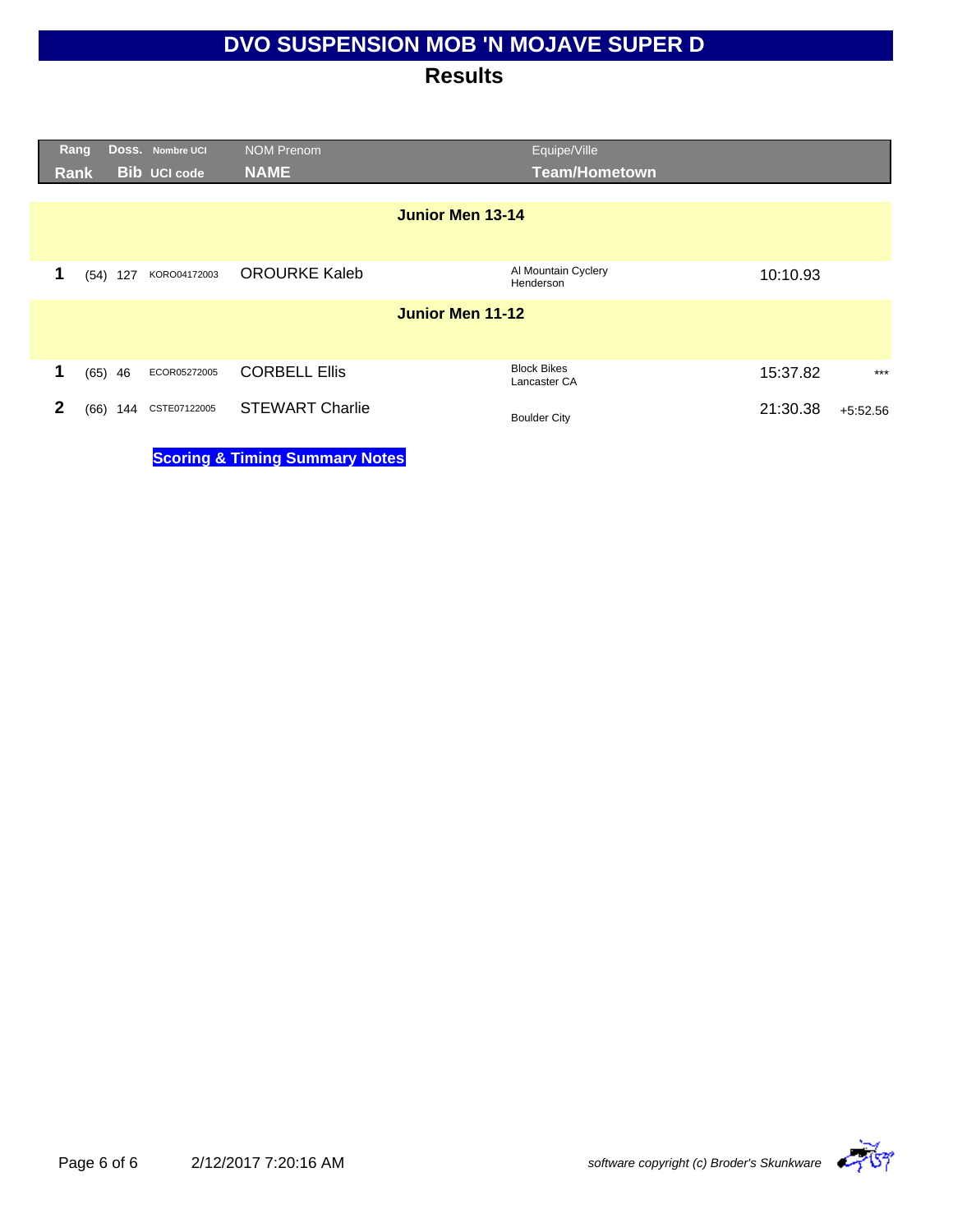# DVO SUSPENSION MOB 'N MOJAVE SUPER D

## Results

| Rang<br>Rank | | Doss.<br>Bib | Nombre UCI<br>UCI code | NOM Prenom<br>NAME | Equipe/Ville<br>Team/Hometown | | |
|---|---|---|---|---|---|---|---|
| **Junior Men 13-14** | | | | | | | |
| 1 | (54) | 127 | KORO04172003 | OROURKE Kaleb | Al Mountain Cyclery<br>Henderson | 10:10.93 | |
| **Junior Men 11-12** | | | | | | | |
| 1 | (65) | 46 | ECOR05272005 | CORBELL Ellis | Block Bikes<br>Lancaster CA | 15:37.82 | *** |
| 2 | (66) | 144 | CSTE07122005 | STEWART Charlie | Boulder City | 21:30.38 | +5:52.56 |

**Scoring & Timing Summary Notes**

2/12/2017 7:20:16 AM

*software copyright (c) Broder's Skunkware*